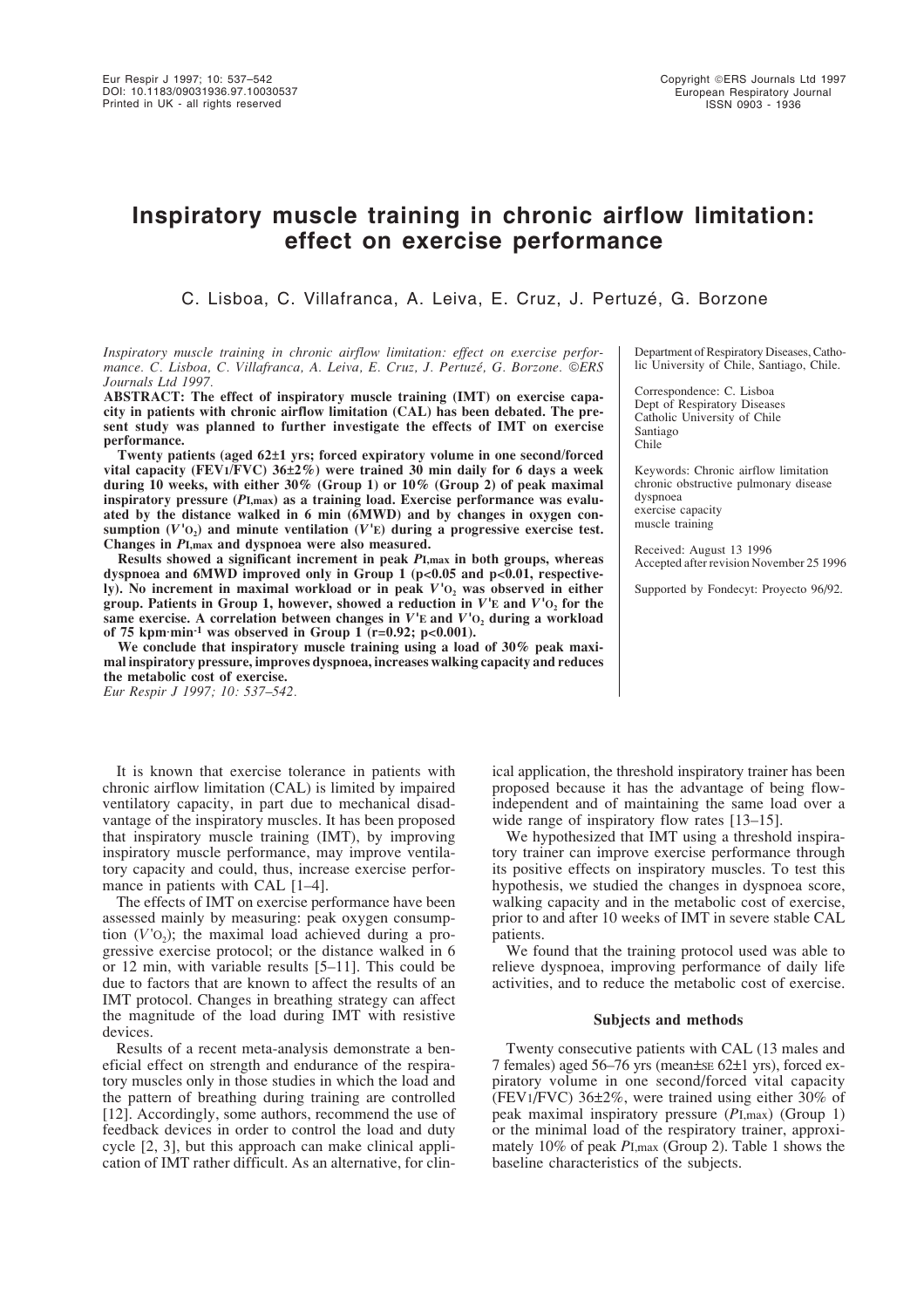# Inspiratory muscle training in chronic airflow limitation: effect on exercise performance

C. Lisboa, C. Villafranca, A. Leiva, E. Cruz, J. Pertuzé, G. Borzone

*Inspiratory muscle training in chronic airflow limitation: effect on exercise performance. C. Lisboa, C. Villafranca, A. Leiva, E. Cruz, J. Pertuzé, G. Borzone. ©ERS Journals Ltd 1997.*

**ABSTRACT: The effect of inspiratory muscle training (IMT) on exercise capacity in patients with chronic airflow limitation (CAL) has been debated. The present study was planned to further investigate the effects of IMT on exercise performance.**

**Twenty patients (aged 62±1 yrs; forced expiratory volume in one second/forced vital capacity (FEV1/FVC) 36±2%) were trained 30 min daily for 6 days a week during 10 weeks, with either 30% (Group 1) or 10% (Group 2) of peak maximal inspiratory pressure ($P_{I,max}$) as a training load. Exercise performance was evaluated by the distance walked in 6 min (6MWD) and by changes in oxygen consumption ($V'_{O_2}$) and minute ventilation ($V'_E$) during a progressive exercise test. Changes in $P_{I,max}$ and dyspnoea were also measured.**

**Results showed a significant increment in peak $P_{I,max}$ in both groups, whereas dyspnoea and 6MWD improved only in Group 1 ($p<0.05$ and $p<0.01$, respectively). No increment in maximal workload or in peak $V'_{O_2}$ was observed in either group. Patients in Group 1, however, showed a reduction in $V'_E$ and $V'_{O_2}$ for the same exercise. A correlation between changes in $V'_E$ and $V'_{O_2}$ during a workload of 75 kpm·min⁻¹ was observed in Group 1 ($r=0.92$; $p<0.001$).**

**We conclude that inspiratory muscle training using a load of 30% peak maximal inspiratory pressure, improves dyspnoea, increases walking capacity and reduces the metabolic cost of exercise.**

*Eur Respir J 1997; 10: 537–542.*

Department of Respiratory Diseases, Catholic University of Chile, Santiago, Chile.

Correspondence: C. Lisboa
Dept of Respiratory Diseases
Catholic University of Chile
Santiago
Chile

Keywords: Chronic airflow limitation
chronic obstructive pulmonary disease
dyspnoea
exercise capacity
muscle training

Received: August 13 1996
Accepted after revision November 25 1996

Supported by Fondecyt: Proyecto 96/92.

It is known that exercise tolerance in patients with chronic airflow limitation (CAL) is limited by impaired ventilatory capacity, in part due to mechanical disadvantage of the inspiratory muscles. It has been proposed that inspiratory muscle training (IMT), by improving inspiratory muscle performance, may improve ventilatory capacity and could, thus, increase exercise performance in patients with CAL [1–4].

The effects of IMT on exercise performance have been assessed mainly by measuring: peak oxygen consumption ($V'_{O_2}$); the maximal load achieved during a progressive exercise protocol; or the distance walked in 6 or 12 min, with variable results [5–11]. This could be due to factors that are known to affect the results of an IMT protocol. Changes in breathing strategy can affect the magnitude of the load during IMT with resistive devices.

Results of a recent meta-analysis demonstrate a beneficial effect on strength and endurance of the respiratory muscles only in those studies in which the load and the pattern of breathing during training are controlled [12]. Accordingly, some authors, recommend the use of feedback devices in order to control the load and duty cycle [2, 3], but this approach can make clinical application of IMT rather difficult. As an alternative, for clinical application, the threshold inspiratory trainer has been proposed because it has the advantage of being flow-independent and of maintaining the same load over a wide range of inspiratory flow rates [13–15].

We hypothesized that IMT using a threshold inspiratory trainer can improve exercise performance through its positive effects on inspiratory muscles. To test this hypothesis, we studied the changes in dyspnoea score, walking capacity and in the metabolic cost of exercise, prior to and after 10 weeks of IMT in severe stable CAL patients.

We found that the training protocol used was able to relieve dyspnoea, improving performance of daily life activities, and to reduce the metabolic cost of exercise.

## Subjects and methods

Twenty consecutive patients with CAL (13 males and 7 females) aged 56–76 yrs (mean±SE 62±1 yrs), forced expiratory volume in one second/forced vital capacity (FEV1/FVC) 36±2%, were trained using either 30% of peak maximal inspiratory pressure ($P_{I,max}$) (Group 1) or the minimal load of the respiratory trainer, approximately 10% of peak $P_{I,max}$ (Group 2). Table 1 shows the baseline characteristics of the subjects.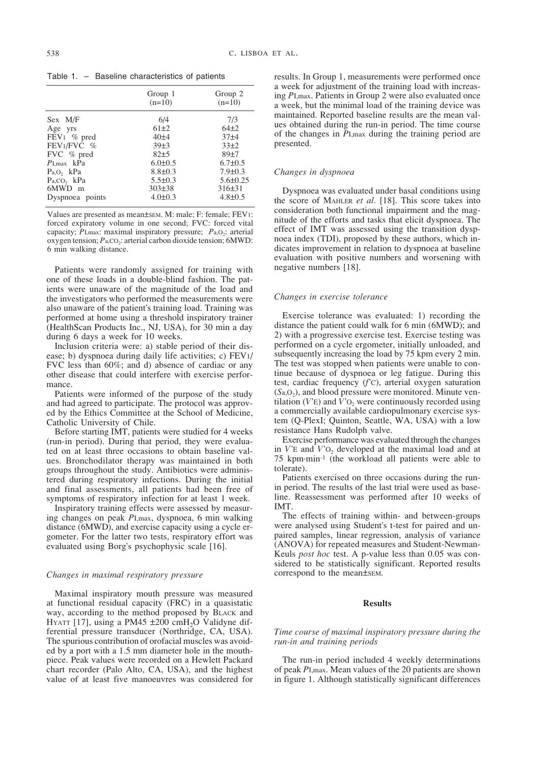Table 1. – Baseline characteristics of patients

| | Group 1 (n=10) | Group 2 (n=10) |
|---|---|---|
| Sex M/F | 6/4 | 7/3 |
| Age yrs | 61±2 | 64±2 |
| $FEV_1$ % pred | 40±4 | 37±4 |
| $FEV_1/FVC$ % | 39±3 | 33±2 |
| FVC % pred | 82±5 | 89±7 |
| $P_{I,max}$ kPa | 6.0±0.5 | 6.7±0.5 |
| $P_{a,O_2}$ kPa | 8.8±0.3 | 7.9±0.3 |
| $P_{a,CO_2}$ kPa | 5.5±0.3 | 5.6±0.25 |
| 6MWD m | 303±38 | 316±31 |
| Dyspnoea points | 4.0±0.3 | 4.8±0.5 |

Values are presented as mean±SEM. M: male; F: female; $FEV_1$: forced expiratory volume in one second; FVC: forced vital capacity; $P_{I,max}$: maximal inspiratory pressure; $P_{a,O_2}$: arterial oxygen tension; $P_{a,CO_2}$: arterial carbon dioxide tension; 6MWD: 6 min walking distance.

Patients were randomly assigned for training with one of these loads in a double-blind fashion. The patients were unaware of the magnitude of the load and the investigators who performed the measurements were also unaware of the patient's training load. Training was performed at home using a threshold inspiratory trainer (HealthScan Products Inc., NJ, USA), for 30 min a day during 6 days a week for 10 weeks.

Inclusion criteria were: a) stable period of their disease; b) dyspnoea during daily life activities; c) $FEV_1/FVC$ less than 60%; and d) absence of cardiac or any other disease that could interfere with exercise performance.

Patients were informed of the purpose of the study and had agreed to participate. The protocol was approved by the Ethics Committee at the School of Medicine, Catholic University of Chile.

Before starting IMT, patients were studied for 4 weeks (run-in period). During that period, they were evaluated on at least three occasions to obtain baseline values. Bronchodilator therapy was maintained in both groups throughout the study. Antibiotics were administered during respiratory infections. During the initial and final assessments, all patients had been free of symptoms of respiratory infection for at least 1 week.

Inspiratory training effects were assessed by measuring changes on peak $P_{I,max}$, dyspnoea, 6 min walking distance (6MWD), and exercise capacity using a cycle ergometer. For the latter two tests, respiratory effort was evaluated using Borg's psychophysic scale [16].

### *Changes in maximal respiratory pressure*

Maximal inspiratory mouth pressure was measured at functional residual capacity (FRC) in a quasistatic way, according to the method proposed by BLACK and HYATT [17], using a PM45 ±200 $cmH_2O$ Validyne differential pressure transducer (Northridge, CA, USA). The spurious contribution of orofacial muscles was avoided by a port with a 1.5 mm diameter hole in the mouthpiece. Peak values were recorded on a Hewlett Packard chart recorder (Palo Alto, CA, USA), and the highest value of at least five manoeuvres was considered for results. In Group 1, measurements were performed once a week for adjustment of the training load with increasing $P_{I,max}$. Patients in Group 2 were also evaluated once a week, but the minimal load of the training device was maintained. Reported baseline results are the mean values obtained during the run-in period. The time course of the changes in $P_{I,max}$ during the training period are presented.

### *Changes in dyspnoea*

Dyspnoea was evaluated under basal conditions using the score of MAHLER *et al*. [18]. This score takes into consideration both functional impairment and the magnitude of the efforts and tasks that elicit dyspnoea. The effect of IMT was assessed using the transition dyspnoea index (TDI), proposed by these authors, which indicates improvement in relation to dyspnoea at baseline evaluation with positive numbers and worsening with negative numbers [18].

### *Changes in exercise tolerance*

Exercise tolerance was evaluated: 1) recording the distance the patient could walk for 6 min (6MWD); and 2) with a progressive exercise test. Exercise testing was performed on a cycle ergometer, initially unloaded, and subsequently increasing the load by 75 kpm every 2 min. The test was stopped when patients were unable to continue because of dyspnoea or leg fatigue. During this test, cardiac frequency ($f_C$), arterial oxygen saturation ($S_{a,O_2}$), and blood pressure were monitored. Minute ventilation ($V'_E$) and $V'_{O_2}$ were continuously recorded using a commercially available cardiopulmonary exercise system (Q-PlexI; Quinton, Seattle, WA, USA) with a low resistance Hans Rudolph valve.

Exercise performance was evaluated through the changes in $V'_E$ and $V'_{O_2}$ developed at the maximal load and at 75 kpm·min$^{-1}$ (the workload all patients were able to tolerate).

Patients exercised on three occasions during the run-in period. The results of the last trial were used as baseline. Reassessment was performed after 10 weeks of IMT.

The effects of training within- and between-groups were analysed using Student's t-test for paired and unpaired samples, linear regression, analysis of variance (ANOVA) for repeated measures and Student-Newman-Keuls *post hoc* test. A p-value less than 0.05 was considered to be statistically significant. Reported results correspond to the mean±SEM.

## Results

### *Time course of maximal inspiratory pressure during the run-in and training periods*

The run-in period included 4 weekly determinations of peak $P_{I,max}$. Mean values of the 20 patients are shown in figure 1. Although statistically significant differences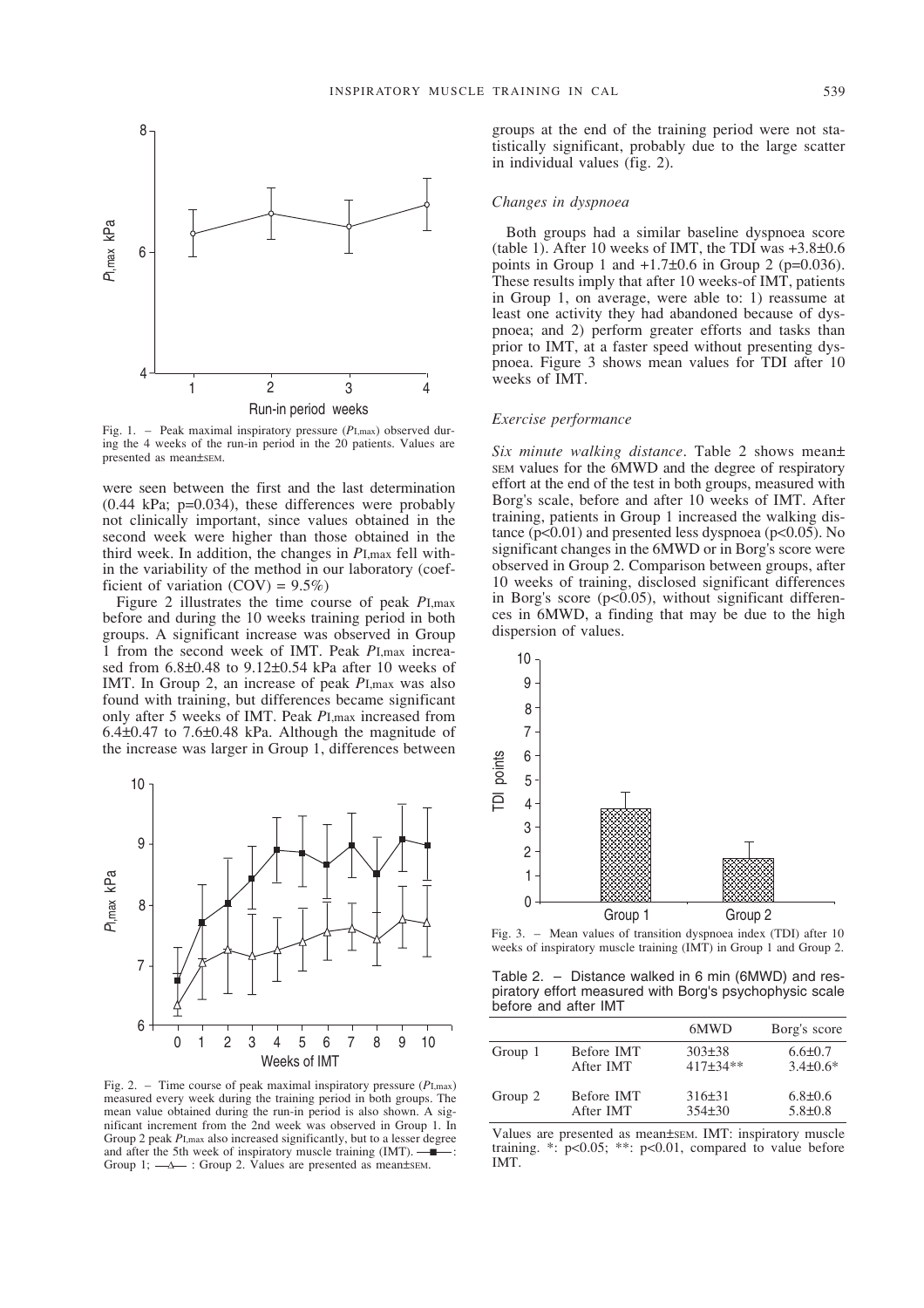Fig. 1. – Peak maximal inspiratory pressure ($P_{I,max}$) observed during the 4 weeks of the run-in period in the 20 patients. Values are presented as mean±SEM.

were seen between the first and the last determination (0.44 kPa; p=0.034), these differences were probably not clinically important, since values obtained in the second week were higher than those obtained in the third week. In addition, the changes in $P_{I,max}$ fell within the variability of the method in our laboratory (coefficient of variation (COV) = 9.5%)

Figure 2 illustrates the time course of peak $P_{I,max}$ before and during the 10 weeks training period in both groups. A significant increase was observed in Group 1 from the second week of IMT. Peak $P_{I,max}$ increased from 6.8±0.48 to 9.12±0.54 kPa after 10 weeks of IMT. In Group 2, an increase of peak $P_{I,max}$ was also found with training, but differences became significant only after 5 weeks of IMT. Peak $P_{I,max}$ increased from 6.4±0.47 to 7.6±0.48 kPa. Although the magnitude of the increase was larger in Group 1, differences between groups at the end of the training period were not statistically significant, probably due to the large scatter in individual values (fig. 2).

Fig. 2. – Time course of peak maximal inspiratory pressure ($P_{I,max}$) measured every week during the training period in both groups. The mean value obtained during the run-in period is also shown. A significant increment from the 2nd week was observed in Group 1. In Group 2 peak $P_{I,max}$ also increased significantly, but to a lesser degree and after the 5th week of inspiratory muscle training (IMT). —■—: Group 1; —△—: Group 2. Values are presented as mean±SEM.

### *Changes in dyspnoea*

Both groups had a similar baseline dyspnoea score (table 1). After 10 weeks of IMT, the TDI was +3.8±0.6 points in Group 1 and +1.7±0.6 in Group 2 (p=0.036). These results imply that after 10 weeks-of IMT, patients in Group 1, on average, were able to: 1) reassume at least one activity they had abandoned because of dyspnoea; and 2) perform greater efforts and tasks than prior to IMT, at a faster speed without presenting dyspnoea. Figure 3 shows mean values for TDI after 10 weeks of IMT.

### *Exercise performance*

*Six minute walking distance*. Table 2 shows mean± SEM values for the 6MWD and the degree of respiratory effort at the end of the test in both groups, measured with Borg's scale, before and after 10 weeks of IMT. After training, patients in Group 1 increased the walking distance ($p<0.01$) and presented less dyspnoea ($p<0.05$). No significant changes in the 6MWD or in Borg's score were observed in Group 2. Comparison between groups, after 10 weeks of training, disclosed significant differences in Borg's score ($p<0.05$), without significant differences in 6MWD, a finding that may be due to the high dispersion of values.

Fig. 3. – Mean values of transition dyspnoea index (TDI) after 10 weeks of inspiratory muscle training (IMT) in Group 1 and Group 2.

Table 2. – Distance walked in 6 min (6MWD) and respiratory effort measured with Borg's psychophysic scale before and after IMT

| | | 6MWD | Borg's score |
|---|---|---|---|
| Group 1 | Before IMT | 303±38 | 6.6±0.7 |
| | After IMT | 417±34** | 3.4±0.6* |
| Group 2 | Before IMT | 316±31 | 6.8±0.6 |
| | After IMT | 354±30 | 5.8±0.8 |

Values are presented as mean±SEM. IMT: inspiratory muscle training. *: $p<0.05$; **: $p<0.01$, compared to value before IMT.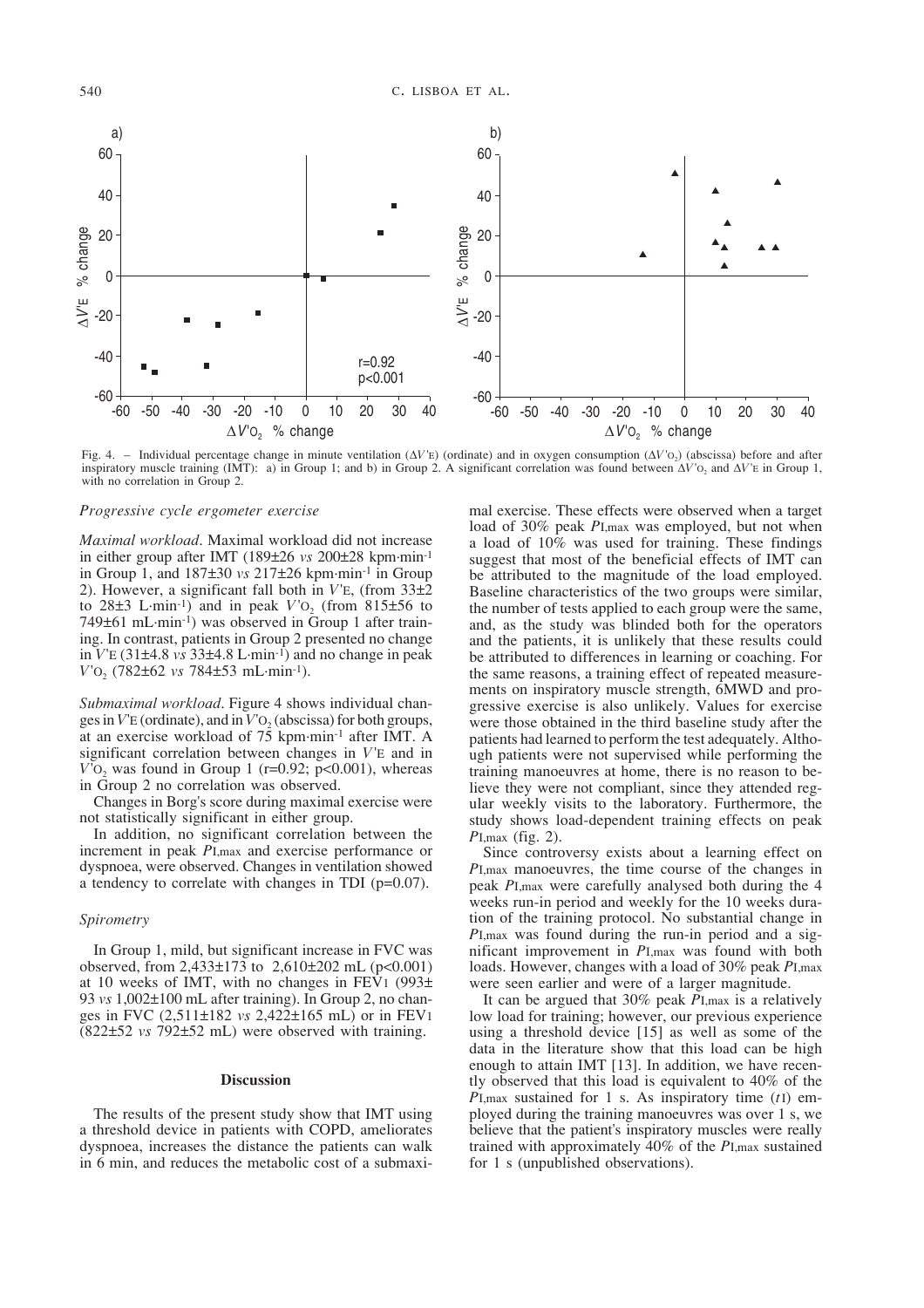Fig. 4. – Individual percentage change in minute ventilation ($\Delta V'_E$) (ordinate) and in oxygen consumption ($\Delta V'_{O_2}$) (abscissa) before and after inspiratory muscle training (IMT): a) in Group 1; and b) in Group 2. A significant correlation was found between $\Delta V'_{O_2}$ and $\Delta V'_E$ in Group 1, with no correlation in Group 2.

### *Progressive cycle ergometer exercise*

*Maximal workload*. Maximal workload did not increase in either group after IMT (189±26 *vs* 200±28 kpm·min$^{-1}$ in Group 1, and 187±30 *vs* 217±26 kpm·min$^{-1}$ in Group 2). However, a significant fall both in $V'_E$, (from 33±2 to 28±3 L·min$^{-1}$) and in peak $V'_{O_2}$ (from 815±56 to 749±61 mL·min$^{-1}$) was observed in Group 1 after training. In contrast, patients in Group 2 presented no change in $V'_E$ (31±4.8 *vs* 33±4.8 L·min$^{-1}$) and no change in peak $V'_{O_2}$ (782±62 *vs* 784±53 mL·min$^{-1}$).

*Submaximal workload*. Figure 4 shows individual changes in $V'_E$ (ordinate), and in $V'_{O_2}$ (abscissa) for both groups, at an exercise workload of 75 kpm·min$^{-1}$ after IMT. A significant correlation between changes in $V'_E$ and in $V'_{O_2}$ was found in Group 1 (r=0.92; p<0.001), whereas in Group 2 no correlation was observed.

Changes in Borg's score during maximal exercise were not statistically significant in either group.

In addition, no significant correlation between the increment in peak $P_{I,max}$ and exercise performance or dyspnoea, were observed. Changes in ventilation showed a tendency to correlate with changes in TDI (p=0.07).

### *Spirometry*

In Group 1, mild, but significant increase in FVC was observed, from 2,433±173 to 2,610±202 mL (p<0.001) at 10 weeks of IMT, with no changes in $FEV_1$ (993±93 *vs* 1,002±100 mL after training). In Group 2, no changes in FVC (2,511±182 *vs* 2,422±165 mL) or in $FEV_1$ (822±52 *vs* 792±52 mL) were observed with training.

## Discussion

The results of the present study show that IMT using a threshold device in patients with COPD, ameliorates dyspnoea, increases the distance the patients can walk in 6 min, and reduces the metabolic cost of a submaximal exercise. These effects were observed when a target load of 30% peak $P_{I,max}$ was employed, but not when a load of 10% was used for training. These findings suggest that most of the beneficial effects of IMT can be attributed to the magnitude of the load employed. Baseline characteristics of the two groups were similar, the number of tests applied to each group were the same, and, as the study was blinded both for the operators and the patients, it is unlikely that these results could be attributed to differences in learning or coaching. For the same reasons, a training effect of repeated measurements on inspiratory muscle strength, 6MWD and progressive exercise is also unlikely. Values for exercise were those obtained in the third baseline study after the patients had learned to perform the test adequately. Although patients were not supervised while performing the training manoeuvres at home, there is no reason to believe they were not compliant, since they attended regular weekly visits to the laboratory. Furthermore, the study shows load-dependent training effects on peak $P_{I,max}$ (fig. 2).

Since controversy exists about a learning effect on $P_{I,max}$ manoeuvres, the time course of the changes in peak $P_{I,max}$ were carefully analysed both during the 4 weeks run-in period and weekly for the 10 weeks duration of the training protocol. No substantial change in $P_{I,max}$ was found during the run-in period and a significant improvement in $P_{I,max}$ was found with both loads. However, changes with a load of 30% peak $P_{I,max}$ were seen earlier and were of a larger magnitude.

It can be argued that 30% peak $P_{I,max}$ is a relatively low load for training; however, our previous experience using a threshold device [15] as well as some of the data in the literature show that this load can be high enough to attain IMT [13]. In addition, we have recently observed that this load is equivalent to 40% of the $P_{I,max}$ sustained for 1 s. As inspiratory time ($t_I$) employed during the training manoeuvres was over 1 s, we believe that the patient's inspiratory muscles were really trained with approximately 40% of the $P_{I,max}$ sustained for 1 s (unpublished observations).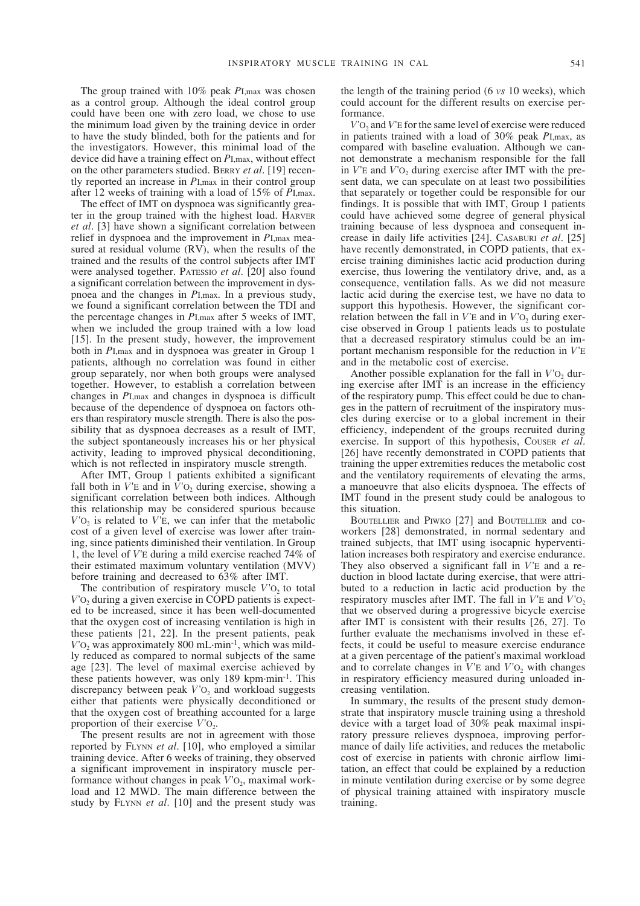The group trained with 10% peak $P_{I,max}$ was chosen as a control group. Although the ideal control group could have been one with zero load, we chose to use the minimum load given by the training device in order to have the study blinded, both for the patients and for the investigators. However, this minimal load of the device did have a training effect on $P_{I,max}$, without effect on the other parameters studied. BERRY *et al.* [19] recently reported an increase in $P_{I,max}$ in their control group after 12 weeks of training with a load of 15% of $P_{I,max}$.

The effect of IMT on dyspnoea was significantly greater in the group trained with the highest load. HARVER *et al.* [3] have shown a significant correlation between relief in dyspnoea and the improvement in $P_{I,max}$ measured at residual volume (RV), when the results of the trained and the results of the control subjects after IMT were analysed together. PATESSIO *et al.* [20] also found a significant correlation between the improvement in dyspnoea and the changes in $P_{I,max}$. In a previous study, we found a significant correlation between the TDI and the percentage changes in $P_{I,max}$ after 5 weeks of IMT, when we included the group trained with a low load [15]. In the present study, however, the improvement both in $P_{I,max}$ and in dyspnoea was greater in Group 1 patients, although no correlation was found in either group separately, nor when both groups were analysed together. However, to establish a correlation between changes in $P_{I,max}$ and changes in dyspnoea is difficult because of the dependence of dyspnoea on factors others than respiratory muscle strength. There is also the possibility that as dyspnoea decreases as a result of IMT, the subject spontaneously increases his or her physical activity, leading to improved physical deconditioning, which is not reflected in inspiratory muscle strength.

After IMT, Group 1 patients exhibited a significant fall both in $V'_E$ and in $V'_{O_2}$ during exercise, showing a significant correlation between both indices. Although this relationship may be considered spurious because $V'_{O_2}$ is related to $V'_E$, we can infer that the metabolic cost of a given level of exercise was lower after training, since patients diminished their ventilation. In Group 1, the level of $V'_E$ during a mild exercise reached 74% of their estimated maximum voluntary ventilation (MVV) before training and decreased to 63% after IMT.

The contribution of respiratory muscle $V'_{O_2}$ to total $V'_{O_2}$ during a given exercise in COPD patients is expected to be increased, since it has been well-documented that the oxygen cost of increasing ventilation is high in these patients [21, 22]. In the present patients, peak $V'_{O_2}$ was approximately 800 mL·min$^{-1}$, which was mildly reduced as compared to normal subjects of the same age [23]. The level of maximal exercise achieved by these patients however, was only 189 kpm·min$^{-1}$. This discrepancy between peak $V'_{O_2}$ and workload suggests either that patients were physically deconditioned or that the oxygen cost of breathing accounted for a large proportion of their exercise $V'_{O_2}$.

The present results are not in agreement with those reported by FLYNN *et al.* [10], who employed a similar training device. After 6 weeks of training, they observed a significant improvement in inspiratory muscle performance without changes in peak $V'_{O_2}$, maximal workload and 12 MWD. The main difference between the study by FLYNN *et al.* [10] and the present study was the length of the training period (6 *vs* 10 weeks), which could account for the different results on exercise performance.

$V'_{O_2}$ and $V'_E$ for the same level of exercise were reduced in patients trained with a load of 30% peak $P_{I,max}$, as compared with baseline evaluation. Although we cannot demonstrate a mechanism responsible for the fall in $V'_E$ and $V'_{O_2}$ during exercise after IMT with the present data, we can speculate on at least two possibilities that separately or together could be responsible for our findings. It is possible that with IMT, Group 1 patients could have achieved some degree of general physical training because of less dyspnoea and consequent increase in daily life activities [24]. CASABURI *et al.* [25] have recently demonstrated, in COPD patients, that exercise training diminishes lactic acid production during exercise, thus lowering the ventilatory drive, and, as a consequence, ventilation falls. As we did not measure lactic acid during the exercise test, we have no data to support this hypothesis. However, the significant correlation between the fall in $V'_E$ and in $V'_{O_2}$ during exercise observed in Group 1 patients leads us to postulate that a decreased respiratory stimulus could be an important mechanism responsible for the reduction in $V'_E$ and in the metabolic cost of exercise.

Another possible explanation for the fall in $V'_{O_2}$ during exercise after IMT is an increase in the efficiency of the respiratory pump. This effect could be due to changes in the pattern of recruitment of the inspiratory muscles during exercise or to a global increment in their efficiency, independent of the groups recruited during exercise. In support of this hypothesis, COUSER *et al.* [26] have recently demonstrated in COPD patients that training the upper extremities reduces the metabolic cost and the ventilatory requirements of elevating the arms, a manoeuvre that also elicits dyspnoea. The effects of IMT found in the present study could be analogous to this situation.

BOUTELLIER and PIWKO [27] and BOUTELLIER and coworkers [28] demonstrated, in normal sedentary and trained subjects, that IMT using isocapnic hyperventilation increases both respiratory and exercise endurance. They also observed a significant fall in $V'_E$ and a reduction in blood lactate during exercise, that were attributed to a reduction in lactic acid production by the respiratory muscles after IMT. The fall in $V'_E$ and $V'_{O_2}$ that we observed during a progressive bicycle exercise after IMT is consistent with their results [26, 27]. To further evaluate the mechanisms involved in these effects, it could be useful to measure exercise endurance at a given percentage of the patient's maximal workload and to correlate changes in $V'_E$ and $V'_{O_2}$ with changes in respiratory efficiency measured during unloaded increasing ventilation.

In summary, the results of the present study demonstrate that inspiratory muscle training using a threshold device with a target load of 30% peak maximal inspiratory pressure relieves dyspnoea, improving performance of daily life activities, and reduces the metabolic cost of exercise in patients with chronic airflow limitation, an effect that could be explained by a reduction in minute ventilation during exercise or by some degree of physical training attained with inspiratory muscle training.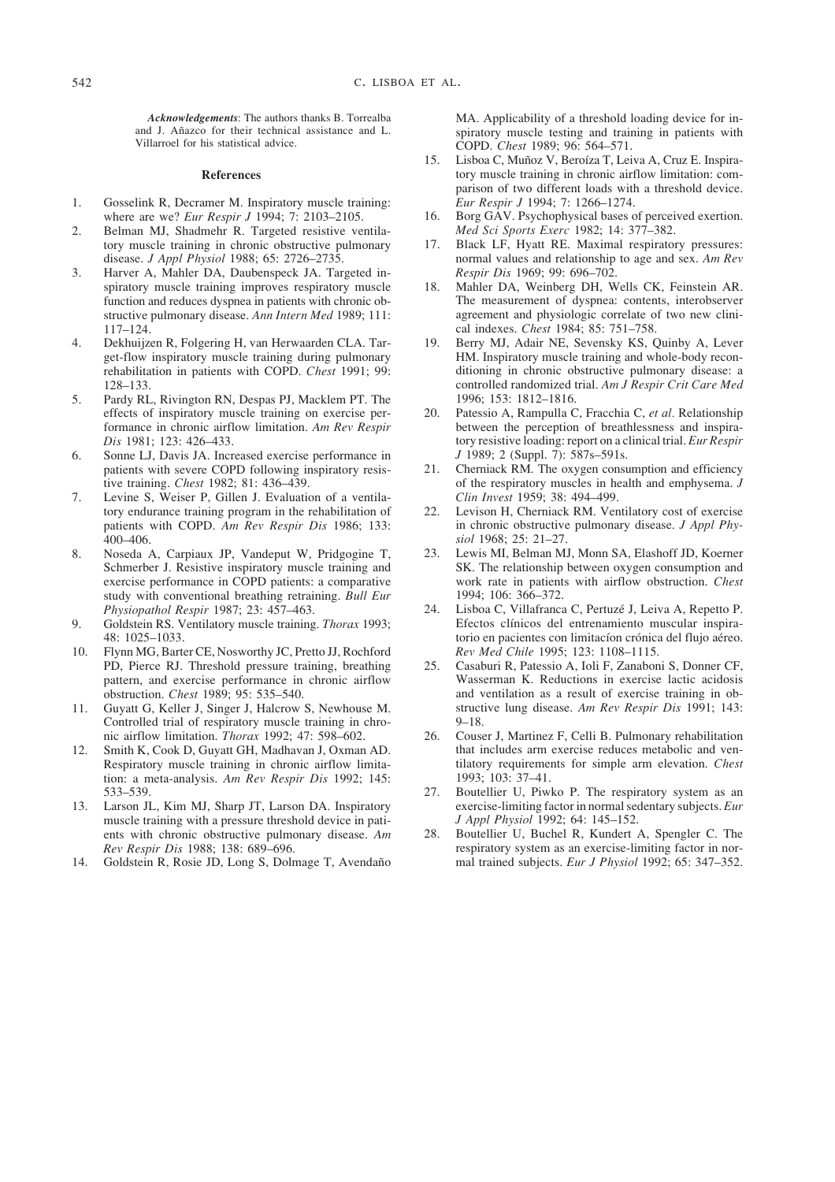***Acknowledgements***: The authors thanks B. Torrealba and J. Añazco for their technical assistance and L. Villarroel for his statistical advice.

## References

1. Gosselink R, Decramer M. Inspiratory muscle training: where are we? *Eur Respir J* 1994; 7: 2103–2105.
2. Belman MJ, Shadmehr R. Targeted resistive ventilatory muscle training in chronic obstructive pulmonary disease. *J Appl Physiol* 1988; 65: 2726–2735.
3. Harver A, Mahler DA, Daubenspeck JA. Targeted inspiratory muscle training improves respiratory muscle function and reduces dyspnea in patients with chronic obstructive pulmonary disease. *Ann Intern Med* 1989; 111: 117–124.
4. Dekhuijzen R, Folgering H, van Herwaarden CLA. Target-flow inspiratory muscle training during pulmonary rehabilitation in patients with COPD. *Chest* 1991; 99: 128–133.
5. Pardy RL, Rivington RN, Despas PJ, Macklem PT. The effects of inspiratory muscle training on exercise performance in chronic airflow limitation. *Am Rev Respir Dis* 1981; 123: 426–433.
6. Sonne LJ, Davis JA. Increased exercise performance in patients with severe COPD following inspiratory resistive training. *Chest* 1982; 81: 436–439.
7. Levine S, Weiser P, Gillen J. Evaluation of a ventilatory endurance training program in the rehabilitation of patients with COPD. *Am Rev Respir Dis* 1986; 133: 400–406.
8. Noseda A, Carpiaux JP, Vandeput W, Pridgogine T, Schmerber J. Resistive inspiratory muscle training and exercise performance in COPD patients: a comparative study with conventional breathing retraining. *Bull Eur Physiopathol Respir* 1987; 23: 457–463.
9. Goldstein RS. Ventilatory muscle training. *Thorax* 1993; 48: 1025–1033.
10. Flynn MG, Barter CE, Nosworthy JC, Pretto JJ, Rochford PD, Pierce RJ. Threshold pressure training, breathing pattern, and exercise performance in chronic airflow obstruction. *Chest* 1989; 95: 535–540.
11. Guyatt G, Keller J, Singer J, Halcrow S, Newhouse M. Controlled trial of respiratory muscle training in chronic airflow limitation. *Thorax* 1992; 47: 598–602.
12. Smith K, Cook D, Guyatt GH, Madhavan J, Oxman AD. Respiratory muscle training in chronic airflow limitation: a meta-analysis. *Am Rev Respir Dis* 1992; 145: 533–539.
13. Larson JL, Kim MJ, Sharp JT, Larson DA. Inspiratory muscle training with a pressure threshold device in patients with chronic obstructive pulmonary disease. *Am Rev Respir Dis* 1988; 138: 689–696.
14. Goldstein R, Rosie JD, Long S, Dolmage T, Avendaño MA. Applicability of a threshold loading device for inspiratory muscle testing and training in patients with COPD. *Chest* 1989; 96: 564–571.
15. Lisboa C, Muñoz V, Beroíza T, Leiva A, Cruz E. Inspiratory muscle training in chronic airflow limitation: comparison of two different loads with a threshold device. *Eur Respir J* 1994; 7: 1266–1274.
16. Borg GAV. Psychophysical bases of perceived exertion. *Med Sci Sports Exerc* 1982; 14: 377–382.
17. Black LF, Hyatt RE. Maximal respiratory pressures: normal values and relationship to age and sex. *Am Rev Respir Dis* 1969; 99: 696–702.
18. Mahler DA, Weinberg DH, Wells CK, Feinstein AR. The measurement of dyspnea: contents, interobserver agreement and physiologic correlate of two new clinical indexes. *Chest* 1984; 85: 751–758.
19. Berry MJ, Adair NE, Sevensky KS, Quinby A, Lever HM. Inspiratory muscle training and whole-body reconditioning in chronic obstructive pulmonary disease: a controlled randomized trial. *Am J Respir Crit Care Med* 1996; 153: 1812–1816.
20. Patessio A, Rampulla C, Fracchia C, *et al*. Relationship between the perception of breathlessness and inspiratory resistive loading: report on a clinical trial. *Eur Respir J* 1989; 2 (Suppl. 7): 587s–591s.
21. Cherniack RM. The oxygen consumption and efficiency of the respiratory muscles in health and emphysema. *J Clin Invest* 1959; 38: 494–499.
22. Levison H, Cherniack RM. Ventilatory cost of exercise in chronic obstructive pulmonary disease. *J Appl Physiol* 1968; 25: 21–27.
23. Lewis MI, Belman MJ, Monn SA, Elashoff JD, Koerner SK. The relationship between oxygen consumption and work rate in patients with airflow obstruction. *Chest* 1994; 106: 366–372.
24. Lisboa C, Villafranca C, Pertuzé J, Leiva A, Repetto P. Efectos clínicos del entrenamiento muscular inspiratorio en pacientes con limitacíon crónica del flujo aéreo. *Rev Med Chile* 1995; 123: 1108–1115.
25. Casaburi R, Patessio A, Ioli F, Zanaboni S, Donner CF, Wasserman K. Reductions in exercise lactic acidosis and ventilation as a result of exercise training in obstructive lung disease. *Am Rev Respir Dis* 1991; 143: 9–18.
26. Couser J, Martinez F, Celli B. Pulmonary rehabilitation that includes arm exercise reduces metabolic and ventilatory requirements for simple arm elevation. *Chest* 1993; 103: 37–41.
27. Boutellier U, Piwko P. The respiratory system as an exercise-limiting factor in normal sedentary subjects. *Eur J Appl Physiol* 1992; 64: 145–152.
28. Boutellier U, Buchel R, Kundert A, Spengler C. The respiratory system as an exercise-limiting factor in normal trained subjects. *Eur J Physiol* 1992; 65: 347–352.